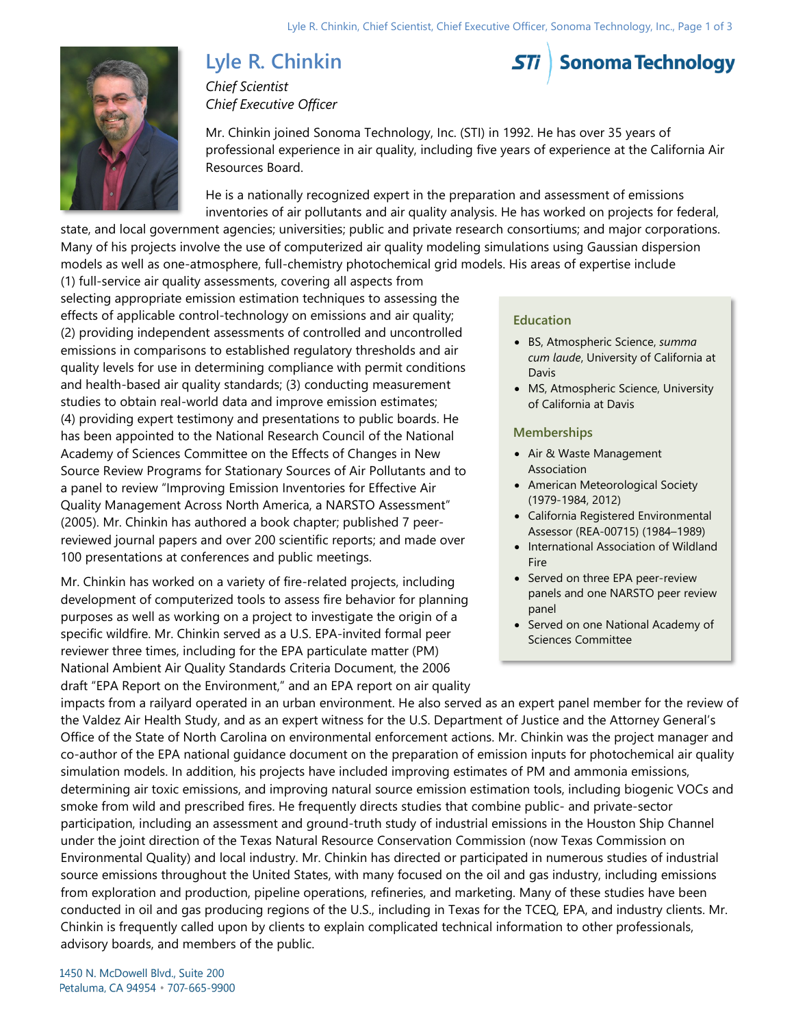# Lyle R. Chinkin

*Chief Scientist*
*Chief Executive Officer*

Mr. Chinkin joined Sonoma Technology, Inc. (STI) in 1992. He has over 35 years of professional experience in air quality, including five years of experience at the California Air Resources Board.

He is a nationally recognized expert in the preparation and assessment of emissions inventories of air pollutants and air quality analysis. He has worked on projects for federal, state, and local government agencies; universities; public and private research consortiums; and major corporations. Many of his projects involve the use of computerized air quality modeling simulations using Gaussian dispersion models as well as one-atmosphere, full-chemistry photochemical grid models. His areas of expertise include (1) full-service air quality assessments, covering all aspects from selecting appropriate emission estimation techniques to assessing the effects of applicable control-technology on emissions and air quality; (2) providing independent assessments of controlled and uncontrolled emissions in comparisons to established regulatory thresholds and air quality levels for use in determining compliance with permit conditions and health-based air quality standards; (3) conducting measurement studies to obtain real-world data and improve emission estimates; (4) providing expert testimony and presentations to public boards. He has been appointed to the National Research Council of the National Academy of Sciences Committee on the Effects of Changes in New Source Review Programs for Stationary Sources of Air Pollutants and to a panel to review "Improving Emission Inventories for Effective Air Quality Management Across North America, a NARSTO Assessment" (2005). Mr. Chinkin has authored a book chapter; published 7 peer-reviewed journal papers and over 200 scientific reports; and made over 100 presentations at conferences and public meetings.

Mr. Chinkin has worked on a variety of fire-related projects, including development of computerized tools to assess fire behavior for planning purposes as well as working on a project to investigate the origin of a specific wildfire. Mr. Chinkin served as a U.S. EPA-invited formal peer reviewer three times, including for the EPA particulate matter (PM) National Ambient Air Quality Standards Criteria Document, the 2006 draft "EPA Report on the Environment," and an EPA report on air quality impacts from a railyard operated in an urban environment. He also served as an expert panel member for the review of the Valdez Air Health Study, and as an expert witness for the U.S. Department of Justice and the Attorney General's Office of the State of North Carolina on environmental enforcement actions. Mr. Chinkin was the project manager and co-author of the EPA national guidance document on the preparation of emission inputs for photochemical air quality simulation models. In addition, his projects have included improving estimates of PM and ammonia emissions, determining air toxic emissions, and improving natural source emission estimation tools, including biogenic VOCs and smoke from wild and prescribed fires. He frequently directs studies that combine public- and private-sector participation, including an assessment and ground-truth study of industrial emissions in the Houston Ship Channel under the joint direction of the Texas Natural Resource Conservation Commission (now Texas Commission on Environmental Quality) and local industry. Mr. Chinkin has directed or participated in numerous studies of industrial source emissions throughout the United States, with many focused on the oil and gas industry, including emissions from exploration and production, pipeline operations, refineries, and marketing. Many of these studies have been conducted in oil and gas producing regions of the U.S., including in Texas for the TCEQ, EPA, and industry clients. Mr. Chinkin is frequently called upon by clients to explain complicated technical information to other professionals, advisory boards, and members of the public.

## Education

- BS, Atmospheric Science, *summa cum laude*, University of California at Davis
- MS, Atmospheric Science, University of California at Davis

## Memberships

- Air & Waste Management Association
- American Meteorological Society (1979-1984, 2012)
- California Registered Environmental Assessor (REA-00715) (1984–1989)
- International Association of Wildland Fire
- Served on three EPA peer-review panels and one NARSTO peer review panel
- Served on one National Academy of Sciences Committee

1450 N. McDowell Blvd., Suite 200
Petaluma, CA 94954 • 707-665-9900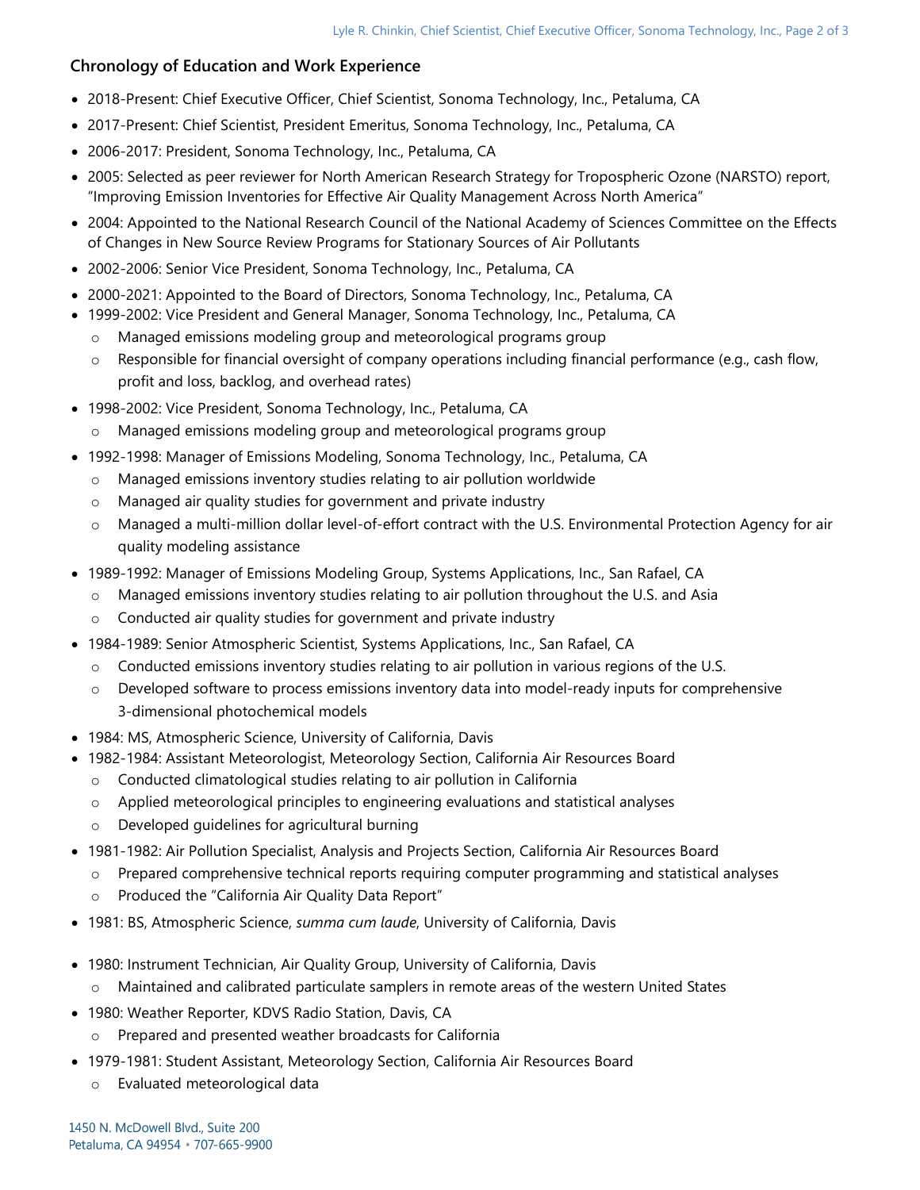## Chronology of Education and Work Experience

- 2018-Present: Chief Executive Officer, Chief Scientist, Sonoma Technology, Inc., Petaluma, CA
- 2017-Present: Chief Scientist, President Emeritus, Sonoma Technology, Inc., Petaluma, CA
- 2006-2017: President, Sonoma Technology, Inc., Petaluma, CA
- 2005: Selected as peer reviewer for North American Research Strategy for Tropospheric Ozone (NARSTO) report, "Improving Emission Inventories for Effective Air Quality Management Across North America"
- 2004: Appointed to the National Research Council of the National Academy of Sciences Committee on the Effects of Changes in New Source Review Programs for Stationary Sources of Air Pollutants
- 2002-2006: Senior Vice President, Sonoma Technology, Inc., Petaluma, CA
- 2000-2021: Appointed to the Board of Directors, Sonoma Technology, Inc., Petaluma, CA
- 1999-2002: Vice President and General Manager, Sonoma Technology, Inc., Petaluma, CA
  - Managed emissions modeling group and meteorological programs group
  - Responsible for financial oversight of company operations including financial performance (e.g., cash flow, profit and loss, backlog, and overhead rates)
- 1998-2002: Vice President, Sonoma Technology, Inc., Petaluma, CA
  - Managed emissions modeling group and meteorological programs group
- 1992-1998: Manager of Emissions Modeling, Sonoma Technology, Inc., Petaluma, CA
  - Managed emissions inventory studies relating to air pollution worldwide
  - Managed air quality studies for government and private industry
  - Managed a multi-million dollar level-of-effort contract with the U.S. Environmental Protection Agency for air quality modeling assistance
- 1989-1992: Manager of Emissions Modeling Group, Systems Applications, Inc., San Rafael, CA
  - Managed emissions inventory studies relating to air pollution throughout the U.S. and Asia
  - Conducted air quality studies for government and private industry
- 1984-1989: Senior Atmospheric Scientist, Systems Applications, Inc., San Rafael, CA
  - Conducted emissions inventory studies relating to air pollution in various regions of the U.S.
  - Developed software to process emissions inventory data into model-ready inputs for comprehensive 3-dimensional photochemical models
- 1984: MS, Atmospheric Science, University of California, Davis
- 1982-1984: Assistant Meteorologist, Meteorology Section, California Air Resources Board
  - Conducted climatological studies relating to air pollution in California
  - Applied meteorological principles to engineering evaluations and statistical analyses
  - Developed guidelines for agricultural burning
- 1981-1982: Air Pollution Specialist, Analysis and Projects Section, California Air Resources Board
  - Prepared comprehensive technical reports requiring computer programming and statistical analyses
  - Produced the "California Air Quality Data Report"
- 1981: BS, Atmospheric Science, *summa cum laude*, University of California, Davis
- 1980: Instrument Technician, Air Quality Group, University of California, Davis
  - Maintained and calibrated particulate samplers in remote areas of the western United States
- 1980: Weather Reporter, KDVS Radio Station, Davis, CA
  - Prepared and presented weather broadcasts for California
- 1979-1981: Student Assistant, Meteorology Section, California Air Resources Board
  - Evaluated meteorological data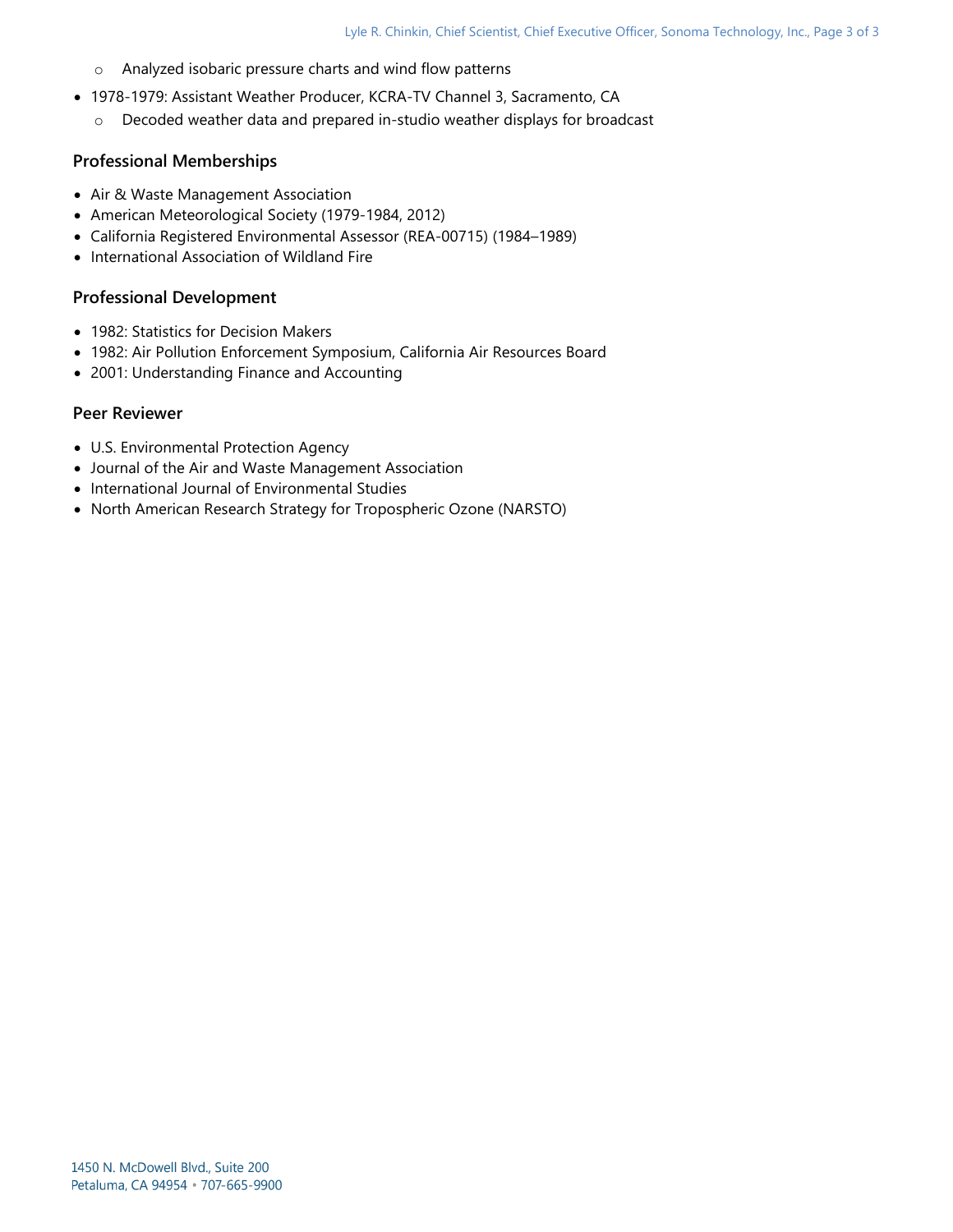- Analyzed isobaric pressure charts and wind flow patterns
- 1978-1979: Assistant Weather Producer, KCRA-TV Channel 3, Sacramento, CA
    - Decoded weather data and prepared in-studio weather displays for broadcast

## Professional Memberships

- Air & Waste Management Association
- American Meteorological Society (1979-1984, 2012)
- California Registered Environmental Assessor (REA-00715) (1984–1989)
- International Association of Wildland Fire

## Professional Development

- 1982: Statistics for Decision Makers
- 1982: Air Pollution Enforcement Symposium, California Air Resources Board
- 2001: Understanding Finance and Accounting

## Peer Reviewer

- U.S. Environmental Protection Agency
- Journal of the Air and Waste Management Association
- International Journal of Environmental Studies
- North American Research Strategy for Tropospheric Ozone (NARSTO)